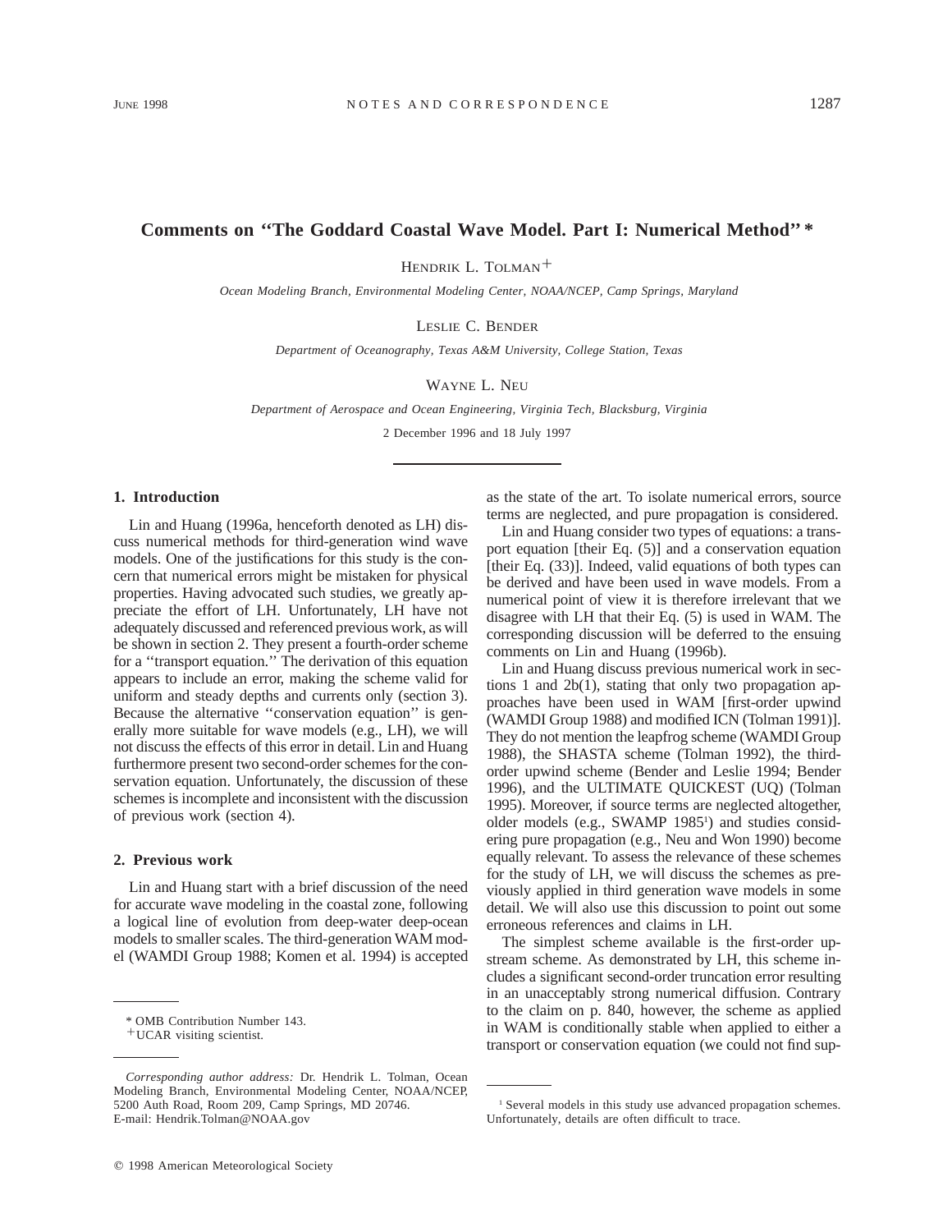# Comments on "The Goddard Coastal Wave Model. Part I: Numerical Method" *

HENDRIK L. TOLMAN+

*Ocean Modeling Branch, Environmental Modeling Center, NOAA/NCEP, Camp Springs, Maryland*

LESLIE C. BENDER

*Department of Oceanography, Texas A&M University, College Station, Texas*

WAYNE L. NEU

*Department of Aerospace and Ocean Engineering, Virginia Tech, Blacksburg, Virginia*

2 December 1996 and 18 July 1997

## 1. Introduction

Lin and Huang (1996a, henceforth denoted as LH) discuss numerical methods for third-generation wind wave models. One of the justifications for this study is the concern that numerical errors might be mistaken for physical properties. Having advocated such studies, we greatly appreciate the effort of LH. Unfortunately, LH have not adequately discussed and referenced previous work, as will be shown in section 2. They present a fourth-order scheme for a "transport equation." The derivation of this equation appears to include an error, making the scheme valid for uniform and steady depths and currents only (section 3). Because the alternative "conservation equation" is generally more suitable for wave models (e.g., LH), we will not discuss the effects of this error in detail. Lin and Huang furthermore present two second-order schemes for the conservation equation. Unfortunately, the discussion of these schemes is incomplete and inconsistent with the discussion of previous work (section 4).

## 2. Previous work

Lin and Huang start with a brief discussion of the need for accurate wave modeling in the coastal zone, following a logical line of evolution from deep-water deep-ocean models to smaller scales. The third-generation WAM model (WAMDI Group 1988; Komen et al. 1994) is accepted as the state of the art. To isolate numerical errors, source terms are neglected, and pure propagation is considered.

Lin and Huang consider two types of equations: a transport equation [their Eq. (5)] and a conservation equation [their Eq. (33)]. Indeed, valid equations of both types can be derived and have been used in wave models. From a numerical point of view it is therefore irrelevant that we disagree with LH that their Eq. (5) is used in WAM. The corresponding discussion will be deferred to the ensuing comments on Lin and Huang (1996b).

Lin and Huang discuss previous numerical work in sections 1 and 2b(1), stating that only two propagation approaches have been used in WAM [first-order upwind (WAMDI Group 1988) and modified ICN (Tolman 1991)]. They do not mention the leapfrog scheme (WAMDI Group 1988), the SHASTA scheme (Tolman 1992), the third-order upwind scheme (Bender and Leslie 1994; Bender 1996), and the ULTIMATE QUICKEST (UQ) (Tolman 1995). Moreover, if source terms are neglected altogether, older models (e.g., SWAMP 1985[1]) and studies considering pure propagation (e.g., Neu and Won 1990) become equally relevant. To assess the relevance of these schemes for the study of LH, we will discuss the schemes as previously applied in third generation wave models in some detail. We will also use this discussion to point out some erroneous references and claims in LH.

The simplest scheme available is the first-order upstream scheme. As demonstrated by LH, this scheme includes a significant second-order truncation error resulting in an unacceptably strong numerical diffusion. Contrary to the claim on p. 840, however, the scheme as applied in WAM is conditionally stable when applied to either a transport or conservation equation (we could not find sup-

---

\* OMB Contribution Number 143.

+UCAR visiting scientist.

*Corresponding author address:* Dr. Hendrik L. Tolman, Ocean Modeling Branch, Environmental Modeling Center, NOAA/NCEP, 5200 Auth Road, Room 209, Camp Springs, MD 20746.
E-mail: Hendrik.Tolman@NOAA.gov

[1] Several models in this study use advanced propagation schemes. Unfortunately, details are often difficult to trace.

© 1998 American Meteorological Society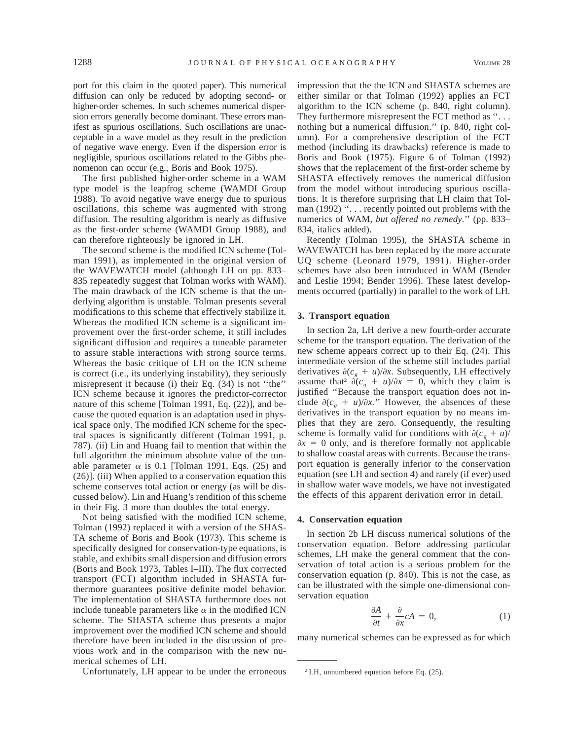port for this claim in the quoted paper). This numerical diffusion can only be reduced by adopting second- or higher-order schemes. In such schemes numerical dispersion errors generally become dominant. These errors manifest as spurious oscillations. Such oscillations are unacceptable in a wave model as they result in the prediction of negative wave energy. Even if the dispersion error is negligible, spurious oscillations related to the Gibbs phenomenon can occur (e.g., Boris and Book 1975).

The first published higher-order scheme in a WAM type model is the leapfrog scheme (WAMDI Group 1988). To avoid negative wave energy due to spurious oscillations, this scheme was augmented with strong diffusion. The resulting algorithm is nearly as diffusive as the first-order scheme (WAMDI Group 1988), and can therefore righteously be ignored in LH.

The second scheme is the modified ICN scheme (Tolman 1991), as implemented in the original version of the WAVEWATCH model (although LH on pp. 833–835 repeatedly suggest that Tolman works with WAM). The main drawback of the ICN scheme is that the underlying algorithm is unstable. Tolman presents several modifications to this scheme that effectively stabilize it. Whereas the modified ICN scheme is a significant improvement over the first-order scheme, it still includes significant diffusion and requires a tuneable parameter to assure stable interactions with strong source terms. Whereas the basic critique of LH on the ICN scheme is correct (i.e., its underlying instability), they seriously misrepresent it because (i) their Eq. (34) is not ''the'' ICN scheme because it ignores the predictor-corrector nature of this scheme [Tolman 1991, Eq. (22)], and because the quoted equation is an adaptation used in physical space only. The modified ICN scheme for the spectral spaces is significantly different (Tolman 1991, p. 787). (ii) Lin and Huang fail to mention that within the full algorithm the minimum absolute value of the tunable parameter $\alpha$ is 0.1 [Tolman 1991, Eqs. (25) and (26)]. (iii) When applied to a conservation equation this scheme conserves total action or energy (as will be discussed below). Lin and Huang's rendition of this scheme in their Fig. 3 more than doubles the total energy.

Not being satisfied with the modified ICN scheme, Tolman (1992) replaced it with a version of the SHASTA scheme of Boris and Book (1973). This scheme is specifically designed for conservation-type equations, is stable, and exhibits small dispersion and diffusion errors (Boris and Book 1973, Tables I–III). The flux corrected transport (FCT) algorithm included in SHASTA furthermore guarantees positive definite model behavior. The implementation of SHASTA furthermore does not include tuneable parameters like $\alpha$ in the modified ICN scheme. The SHASTA scheme thus presents a major improvement over the modified ICN scheme and should therefore have been included in the discussion of previous work and in the comparison with the new numerical schemes of LH.

Unfortunately, LH appear to be under the erroneous impression that the the ICN and SHASTA schemes are either similar or that Tolman (1992) applies an FCT algorithm to the ICN scheme (p. 840, right column). They furthermore misrepresent the FCT method as ''. . . nothing but a numerical diffusion.'' (p. 840, right column). For a comprehensive description of the FCT method (including its drawbacks) reference is made to Boris and Book (1975). Figure 6 of Tolman (1992) shows that the replacement of the first-order scheme by SHASTA effectively removes the numerical diffusion from the model without introducing spurious oscillations. It is therefore surprising that LH claim that Tolman (1992) ''. . . recently pointed out problems with the numerics of WAM, *but offered no remedy.*'' (pp. 833–834, italics added).

Recently (Tolman 1995), the SHASTA scheme in WAVEWATCH has been replaced by the more accurate UQ scheme (Leonard 1979, 1991). Higher-order schemes have also been introduced in WAM (Bender and Leslie 1994; Bender 1996). These latest developments occurred (partially) in parallel to the work of LH.

## 3. Transport equation

In section 2a, LH derive a new fourth-order accurate scheme for the transport equation. The derivation of the new scheme appears correct up to their Eq. (24). This intermediate version of the scheme still includes partial derivatives $\partial(c_g + u)/\partial x$. Subsequently, LH effectively assume that[2] $\partial(c_g + u)/\partial x = 0$, which they claim is justified ''Because the transport equation does not include $\partial(c_g + u)/\partial x$.'' However, the absences of these derivatives in the transport equation by no means implies that they are zero. Consequently, the resulting scheme is formally valid for conditions with $\partial(c_g + u)/\partial x = 0$ only, and is therefore formally not applicable to shallow coastal areas with currents. Because the transport equation is generally inferior to the conservation equation (see LH and section 4) and rarely (if ever) used in shallow water wave models, we have not investigated the effects of this apparent derivation error in detail.

## 4. Conservation equation

In section 2b LH discuss numerical solutions of the conservation equation. Before addressing particular schemes, LH make the general comment that the conservation of total action is a serious problem for the conservation equation (p. 840). This is not the case, as can be illustrated with the simple one-dimensional conservation equation

$$\frac{\partial A}{\partial t} + \frac{\partial}{\partial x} cA = 0, \qquad (1)$$

many numerical schemes can be expressed as for which

[2] LH, unnumbered equation before Eq. (25).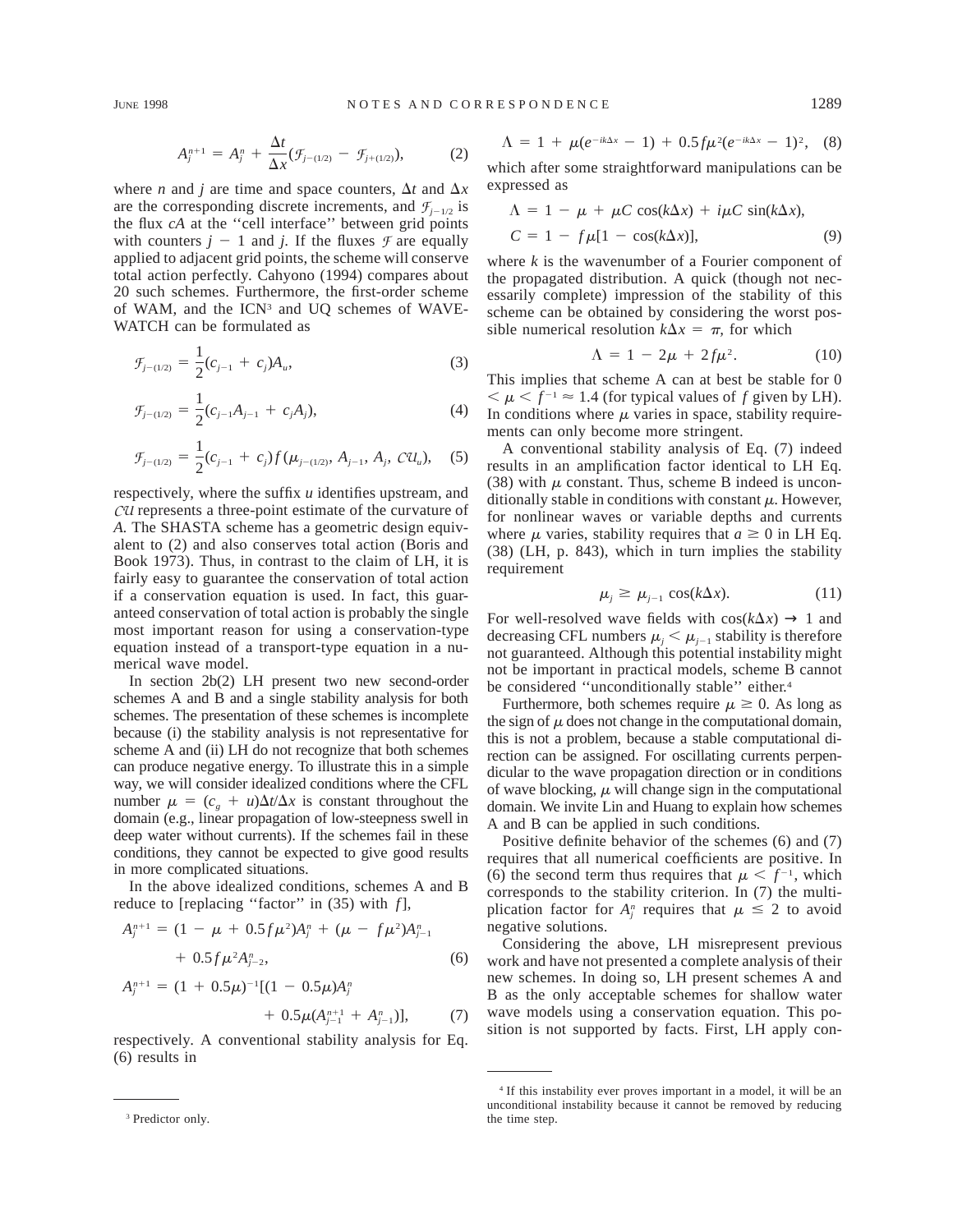$$A_j^{n+1} = A_j^n + \frac{\Delta t}{\Delta x}(\mathcal{F}_{j-(1/2)} - \mathcal{F}_{j+(1/2)}), \qquad (2)$$

where $n$ and $j$ are time and space counters, $\Delta t$ and $\Delta x$ are the corresponding discrete increments, and $\mathcal{F}_{j-1/2}$ is the flux $cA$ at the ''cell interface'' between grid points with counters $j - 1$ and $j$. If the fluxes $\mathcal{F}$ are equally applied to adjacent grid points, the scheme will conserve total action perfectly. Cahyono (1994) compares about 20 such schemes. Furthermore, the first-order scheme of WAM, and the ICN[3] and UQ schemes of WAVEWATCH can be formulated as

$$\mathcal{F}_{j-(1/2)} = \frac{1}{2}(c_{j-1} + c_j)A_u, \qquad (3)$$

$$\mathcal{F}_{j-(1/2)} = \frac{1}{2}(c_{j-1}A_{j-1} + c_jA_j), \qquad (4)$$

$$\mathcal{F}_{j-(1/2)} = \frac{1}{2}(c_{j-1} + c_j)f(\mu_{j-(1/2)}, A_{j-1}, A_j, \mathcal{CU}_u), \qquad (5)$$

respectively, where the suffix $u$ identifies upstream, and $\mathcal{CU}$ represents a three-point estimate of the curvature of $A$. The SHASTA scheme has a geometric design equivalent to (2) and also conserves total action (Boris and Book 1973). Thus, in contrast to the claim of LH, it is fairly easy to guarantee the conservation of total action if a conservation equation is used. In fact, this guaranteed conservation of total action is probably the single most important reason for using a conservation-type equation instead of a transport-type equation in a numerical wave model.

In section 2b(2) LH present two new second-order schemes A and B and a single stability analysis for both schemes. The presentation of these schemes is incomplete because (i) the stability analysis is not representative for scheme A and (ii) LH do not recognize that both schemes can produce negative energy. To illustrate this in a simple way, we will consider idealized conditions where the CFL number $\mu = (c_g + u)\Delta t/\Delta x$ is constant throughout the domain (e.g., linear propagation of low-steepness swell in deep water without currents). If the schemes fail in these conditions, they cannot be expected to give good results in more complicated situations.

In the above idealized conditions, schemes A and B reduce to [replacing ''factor'' in (35) with $f$],

$$A_j^{n+1} = (1 - \mu + 0.5f\mu^2)A_j^n + (\mu - f\mu^2)A_{j-1}^n + 0.5f\mu^2A_{j-2}^n, \qquad (6)$$

$$A_j^{n+1} = (1 + 0.5\mu)^{-1}[(1 - 0.5\mu)A_j^n + 0.5\mu(A_{j-1}^{n+1} + A_{j-1}^n)], \qquad (7)$$

respectively. A conventional stability analysis for Eq. (6) results in

$$\Lambda = 1 + \mu(e^{-ik\Delta x} - 1) + 0.5f\mu^2(e^{-ik\Delta x} - 1)^2, \quad (8)$$

which after some straightforward manipulations can be expressed as

$$\Lambda = 1 - \mu + \mu C \cos(k\Delta x) + i\mu C \sin(k\Delta x),$$
$$C = 1 - f\mu[1 - \cos(k\Delta x)], \qquad (9)$$

where $k$ is the wavenumber of a Fourier component of the propagated distribution. A quick (though not necessarily complete) impression of the stability of this scheme can be obtained by considering the worst possible numerical resolution $k\Delta x = \pi$, for which

$$\Lambda = 1 - 2\mu + 2f\mu^2. \qquad (10)$$

This implies that scheme A can at best be stable for $0 < \mu < f^{-1} \approx 1.4$ (for typical values of $f$ given by LH). In conditions where $\mu$ varies in space, stability requirements can only become more stringent.

A conventional stability analysis of Eq. (7) indeed results in an amplification factor identical to LH Eq. (38) with $\mu$ constant. Thus, scheme B indeed is unconditionally stable in conditions with constant $\mu$. However, for nonlinear waves or variable depths and currents where $\mu$ varies, stability requires that $a \geq 0$ in LH Eq. (38) (LH, p. 843), which in turn implies the stability requirement

$$\mu_j \geq \mu_{j-1}\cos(k\Delta x). \qquad (11)$$

For well-resolved wave fields with $\cos(k\Delta x) \rightarrow 1$ and decreasing CFL numbers $\mu_j < \mu_{j-1}$ stability is therefore not guaranteed. Although this potential instability might not be important in practical models, scheme B cannot be considered ''unconditionally stable'' either.[4]

Furthermore, both schemes require $\mu \geq 0$. As long as the sign of $\mu$ does not change in the computational domain, this is not a problem, because a stable computational direction can be assigned. For oscillating currents perpendicular to the wave propagation direction or in conditions of wave blocking, $\mu$ will change sign in the computational domain. We invite Lin and Huang to explain how schemes A and B can be applied in such conditions.

Positive definite behavior of the schemes (6) and (7) requires that all numerical coefficients are positive. In (6) the second term thus requires that $\mu < f^{-1}$, which corresponds to the stability criterion. In (7) the multiplication factor for $A_j^n$ requires that $\mu \leq 2$ to avoid negative solutions.

Considering the above, LH misrepresent previous work and have not presented a complete analysis of their new schemes. In doing so, LH present schemes A and B as the only acceptable schemes for shallow water wave models using a conservation equation. This position is not supported by facts. First, LH apply con-

---

[3] Predictor only.

[4] If this instability ever proves important in a model, it will be an unconditional instability because it cannot be removed by reducing the time step.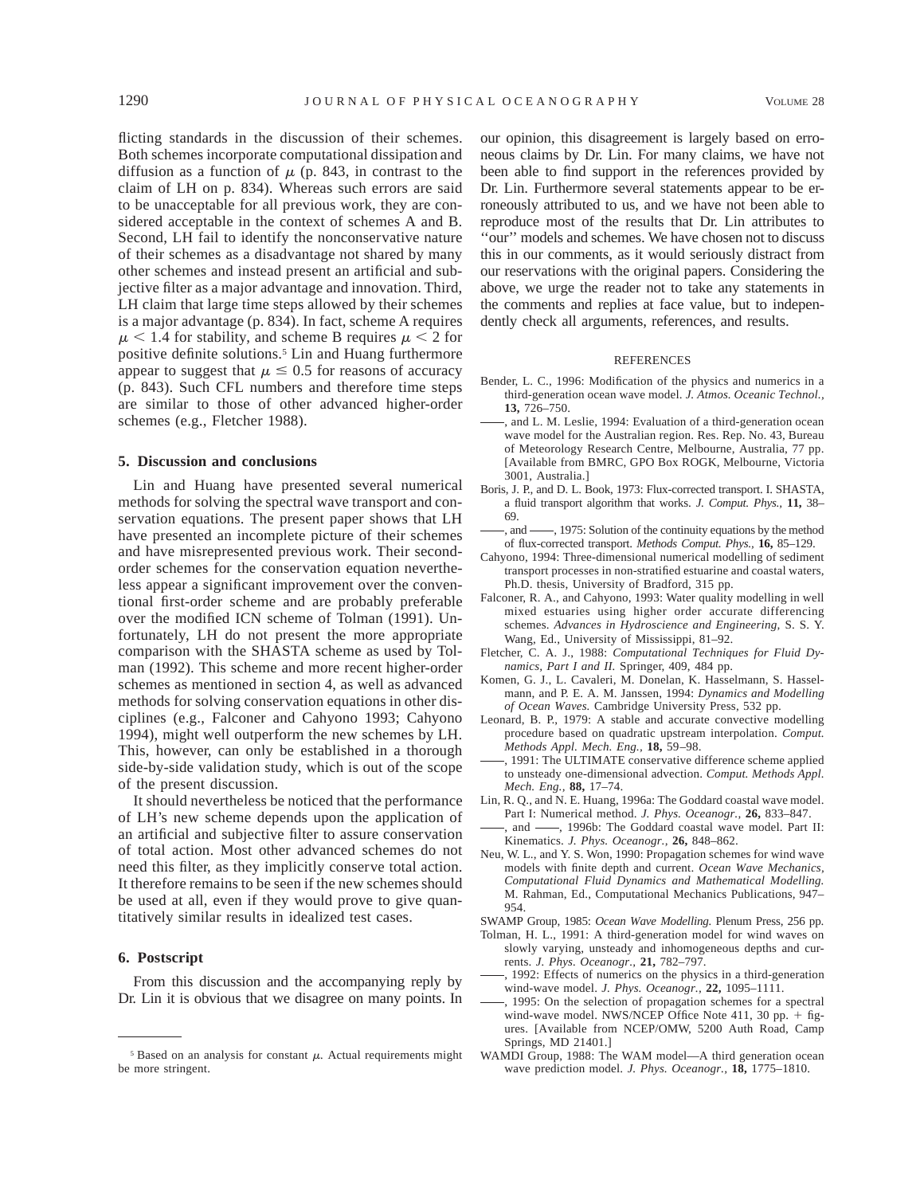flicting standards in the discussion of their schemes. Both schemes incorporate computational dissipation and diffusion as a function of $\mu$ (p. 843, in contrast to the claim of LH on p. 834). Whereas such errors are said to be unacceptable for all previous work, they are considered acceptable in the context of schemes A and B. Second, LH fail to identify the nonconservative nature of their schemes as a disadvantage not shared by many other schemes and instead present an artificial and subjective filter as a major advantage and innovation. Third, LH claim that large time steps allowed by their schemes is a major advantage (p. 834). In fact, scheme A requires $\mu < 1.4$ for stability, and scheme B requires $\mu < 2$ for positive definite solutions.[5] Lin and Huang furthermore appear to suggest that $\mu \leq 0.5$ for reasons of accuracy (p. 843). Such CFL numbers and therefore time steps are similar to those of other advanced higher-order schemes (e.g., Fletcher 1988).

## 5. Discussion and conclusions

Lin and Huang have presented several numerical methods for solving the spectral wave transport and conservation equations. The present paper shows that LH have presented an incomplete picture of their schemes and have misrepresented previous work. Their second-order schemes for the conservation equation nevertheless appear a significant improvement over the conventional first-order scheme and are probably preferable over the modified ICN scheme of Tolman (1991). Unfortunately, LH do not present the more appropriate comparison with the SHASTA scheme as used by Tolman (1992). This scheme and more recent higher-order schemes as mentioned in section 4, as well as advanced methods for solving conservation equations in other disciplines (e.g., Falconer and Cahyono 1993; Cahyono 1994), might well outperform the new schemes by LH. This, however, can only be established in a thorough side-by-side validation study, which is out of the scope of the present discussion.

It should nevertheless be noticed that the performance of LH's new scheme depends upon the application of an artificial and subjective filter to assure conservation of total action. Most other advanced schemes do not need this filter, as they implicitly conserve total action. It therefore remains to be seen if the new schemes should be used at all, even if they would prove to give quantitatively similar results in idealized test cases.

## 6. Postscript

From this discussion and the accompanying reply by Dr. Lin it is obvious that we disagree on many points. In our opinion, this disagreement is largely based on erroneous claims by Dr. Lin. For many claims, we have not been able to find support in the references provided by Dr. Lin. Furthermore several statements appear to be erroneously attributed to us, and we have not been able to reproduce most of the results that Dr. Lin attributes to "our" models and schemes. We have chosen not to discuss this in our comments, as it would seriously distract from our reservations with the original papers. Considering the above, we urge the reader not to take any statements in the comments and replies at face value, but to independently check all arguments, references, and results.

[5] Based on an analysis for constant $\mu$. Actual requirements might be more stringent.

## REFERENCES

Bender, L. C., 1996: Modification of the physics and numerics in a third-generation ocean wave model. *J. Atmos. Oceanic Technol.,* **13,** 726–750.

——, and L. M. Leslie, 1994: Evaluation of a third-generation ocean wave model for the Australian region. Res. Rep. No. 43, Bureau of Meteorology Research Centre, Melbourne, Australia, 77 pp. [Available from BMRC, GPO Box ROGK, Melbourne, Victoria 3001, Australia.]

Boris, J. P., and D. L. Book, 1973: Flux-corrected transport. I. SHASTA, a fluid transport algorithm that works. *J. Comput. Phys.,* **11,** 38–69.

——, and ——, 1975: Solution of the continuity equations by the method of flux-corrected transport. *Methods Comput. Phys.,* **16,** 85–129.

Cahyono, 1994: Three-dimensional numerical modelling of sediment transport processes in non-stratified estuarine and coastal waters, Ph.D. thesis, University of Bradford, 315 pp.

Falconer, R. A., and Cahyono, 1993: Water quality modelling in well mixed estuaries using higher order accurate differencing schemes. *Advances in Hydroscience and Engineering,* S. S. Y. Wang, Ed., University of Mississippi, 81–92.

Fletcher, C. A. J., 1988: *Computational Techniques for Fluid Dynamics, Part I and II.* Springer, 409, 484 pp.

Komen, G. J., L. Cavaleri, M. Donelan, K. Hasselmann, S. Hasselmann, and P. E. A. M. Janssen, 1994: *Dynamics and Modelling of Ocean Waves.* Cambridge University Press, 532 pp.

Leonard, B. P., 1979: A stable and accurate convective modelling procedure based on quadratic upstream interpolation. *Comput. Methods Appl. Mech. Eng.,* **18,** 59–98.

——, 1991: The ULTIMATE conservative difference scheme applied to unsteady one-dimensional advection. *Comput. Methods Appl. Mech. Eng.,* **88,** 17–74.

Lin, R. Q., and N. E. Huang, 1996a: The Goddard coastal wave model. Part I: Numerical method. *J. Phys. Oceanogr.,* **26,** 833–847.

——, and ——, 1996b: The Goddard coastal wave model. Part II: Kinematics. *J. Phys. Oceanogr.,* **26,** 848–862.

Neu, W. L., and Y. S. Won, 1990: Propagation schemes for wind wave models with finite depth and current. *Ocean Wave Mechanics, Computational Fluid Dynamics and Mathematical Modelling.* M. Rahman, Ed., Computational Mechanics Publications, 947–954.

SWAMP Group, 1985: *Ocean Wave Modelling.* Plenum Press, 256 pp.

Tolman, H. L., 1991: A third-generation model for wind waves on slowly varying, unsteady and inhomogeneous depths and currents. *J. Phys. Oceanogr.,* **21,** 782–797.

——, 1992: Effects of numerics on the physics in a third-generation wind-wave model. *J. Phys. Oceanogr.,* **22,** 1095–1111.

——, 1995: On the selection of propagation schemes for a spectral wind-wave model. NWS/NCEP Office Note 411, 30 pp. + figures. [Available from NCEP/OMW, 5200 Auth Road, Camp Springs, MD 21401.]

WAMDI Group, 1988: The WAM model—A third generation ocean wave prediction model. *J. Phys. Oceanogr.,* **18,** 1775–1810.